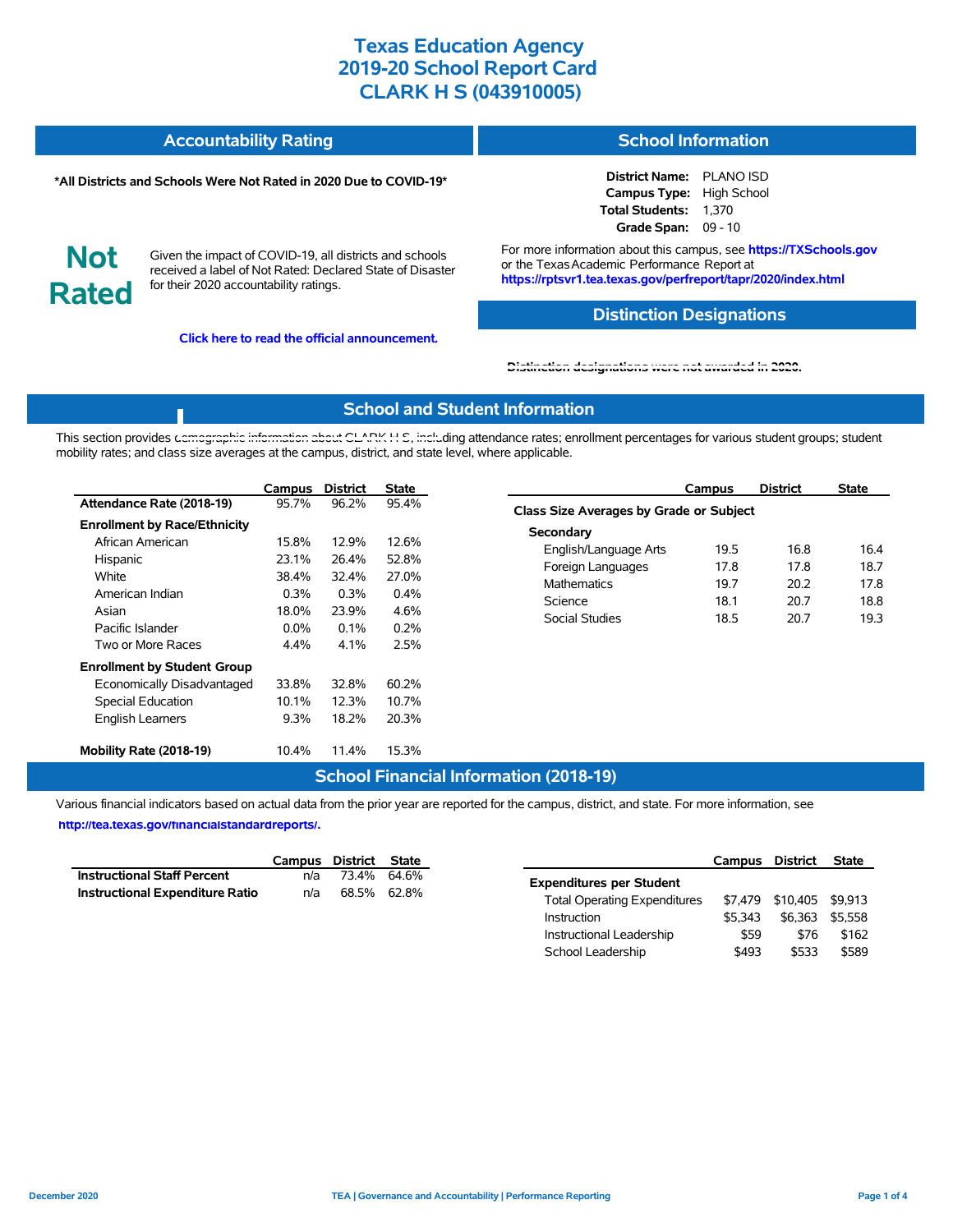# Texas Education Agency
# 2019-20 School Report Card
# CLARK H S (043910005)

## Accountability Rating

**\*All Districts and Schools Were Not Rated in 2020 Due to COVID-19\***

**Not Rated**

Given the impact of COVID-19, all districts and schools received a label of Not Rated: Declared State of Disaster for their 2020 accountability ratings.

**Click here to read the official announcement.**

## School Information

**District Name:** PLANO ISD
**Campus Type:** High School
**Total Students:** 1,370
**Grade Span:** 09 - 10

For more information about this campus, see **https://TXSchools.gov** or the Texas Academic Performance Report at **https://rptsvr1.tea.texas.gov/perfreport/tapr/2020/index.html**

## Distinction Designations

Distinction designations were not awarded in 2020.

## School and Student Information

This section provides demographic information about CLARK H S, including attendance rates; enrollment percentages for various student groups; student mobility rates; and class size averages at the campus, district, and state level, where applicable.

| | Campus | District | State |
|---|---|---|---|
| **Attendance Rate (2018-19)** | 95.7% | 96.2% | 95.4% |
| **Enrollment by Race/Ethnicity** | | | |
| African American | 15.8% | 12.9% | 12.6% |
| Hispanic | 23.1% | 26.4% | 52.8% |
| White | 38.4% | 32.4% | 27.0% |
| American Indian | 0.3% | 0.3% | 0.4% |
| Asian | 18.0% | 23.9% | 4.6% |
| Pacific Islander | 0.0% | 0.1% | 0.2% |
| Two or More Races | 4.4% | 4.1% | 2.5% |
| **Enrollment by Student Group** | | | |
| Economically Disadvantaged | 33.8% | 32.8% | 60.2% |
| Special Education | 10.1% | 12.3% | 10.7% |
| English Learners | 9.3% | 18.2% | 20.3% |
| **Mobility Rate (2018-19)** | 10.4% | 11.4% | 15.3% |

| | Campus | District | State |
|---|---|---|---|
| **Class Size Averages by Grade or Subject** | | | |
| **Secondary** | | | |
| English/Language Arts | 19.5 | 16.8 | 16.4 |
| Foreign Languages | 17.8 | 17.8 | 18.7 |
| Mathematics | 19.7 | 20.2 | 17.8 |
| Science | 18.1 | 20.7 | 18.8 |
| Social Studies | 18.5 | 20.7 | 19.3 |

## School Financial Information (2018-19)

Various financial indicators based on actual data from the prior year are reported for the campus, district, and state. For more information, see **http://tea.texas.gov/financialstandardreports/.**

| | Campus | District | State |
|---|---|---|---|
| **Instructional Staff Percent** | n/a | 73.4% | 64.6% |
| **Instructional Expenditure Ratio** | n/a | 68.5% | 62.8% |

| | Campus | District | State |
|---|---|---|---|
| **Expenditures per Student** | | | |
| Total Operating Expenditures | $7,479 | $10,405 | $9,913 |
| Instruction | $5,343 | $6,363 | $5,558 |
| Instructional Leadership | $59 | $76 | $162 |
| School Leadership | $493 | $533 | $589 |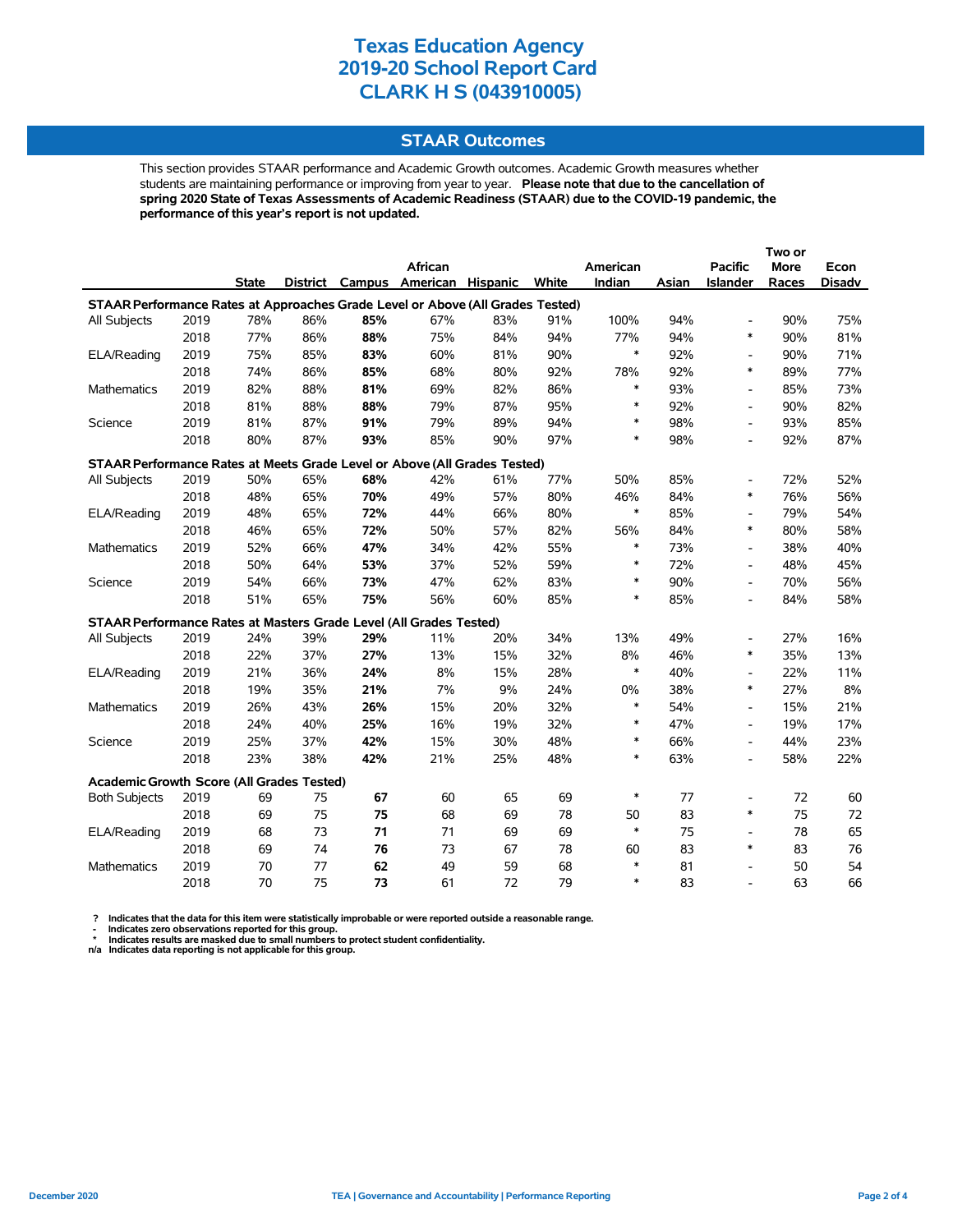# Texas Education Agency
# 2019-20 School Report Card
# CLARK H S (043910005)

## STAAR Outcomes

This section provides STAAR performance and Academic Growth outcomes. Academic Growth measures whether students are maintaining performance or improving from year to year. **Please note that due to the cancellation of spring 2020 State of Texas Assessments of Academic Readiness (STAAR) due to the COVID-19 pandemic, the performance of this year's report is not updated.**

| | | State | District | Campus | African American | Hispanic | White | American Indian | Asian | Pacific Islander | Two or More Races | Econ Disadv |
|---|---|---|---|---|---|---|---|---|---|---|---|---|
| **STAAR Performance Rates at Approaches Grade Level or Above (All Grades Tested)** | | | | | | | | | | | | |
| All Subjects | 2019 | 78% | 86% | **85%** | 67% | 83% | 91% | 100% | 94% | - | 90% | 75% |
| | 2018 | 77% | 86% | **88%** | 75% | 84% | 94% | 77% | 94% | * | 90% | 81% |
| ELA/Reading | 2019 | 75% | 85% | **83%** | 60% | 81% | 90% | * | 92% | - | 90% | 71% |
| | 2018 | 74% | 86% | **85%** | 68% | 80% | 92% | 78% | 92% | * | 89% | 77% |
| Mathematics | 2019 | 82% | 88% | **81%** | 69% | 82% | 86% | * | 93% | - | 85% | 73% |
| | 2018 | 81% | 88% | **88%** | 79% | 87% | 95% | * | 92% | - | 90% | 82% |
| Science | 2019 | 81% | 87% | **91%** | 79% | 89% | 94% | * | 98% | - | 93% | 85% |
| | 2018 | 80% | 87% | **93%** | 85% | 90% | 97% | * | 98% | - | 92% | 87% |
| **STAAR Performance Rates at Meets Grade Level or Above (All Grades Tested)** | | | | | | | | | | | | |
| All Subjects | 2019 | 50% | 65% | **68%** | 42% | 61% | 77% | 50% | 85% | - | 72% | 52% |
| | 2018 | 48% | 65% | **70%** | 49% | 57% | 80% | 46% | 84% | * | 76% | 56% |
| ELA/Reading | 2019 | 48% | 65% | **72%** | 44% | 66% | 80% | * | 85% | - | 79% | 54% |
| | 2018 | 46% | 65% | **72%** | 50% | 57% | 82% | 56% | 84% | * | 80% | 58% |
| Mathematics | 2019 | 52% | 66% | **47%** | 34% | 42% | 55% | * | 73% | - | 38% | 40% |
| | 2018 | 50% | 64% | **53%** | 37% | 52% | 59% | * | 72% | - | 48% | 45% |
| Science | 2019 | 54% | 66% | **73%** | 47% | 62% | 83% | * | 90% | - | 70% | 56% |
| | 2018 | 51% | 65% | **75%** | 56% | 60% | 85% | * | 85% | - | 84% | 58% |
| **STAAR Performance Rates at Masters Grade Level (All Grades Tested)** | | | | | | | | | | | | |
| All Subjects | 2019 | 24% | 39% | **29%** | 11% | 20% | 34% | 13% | 49% | - | 27% | 16% |
| | 2018 | 22% | 37% | **27%** | 13% | 15% | 32% | 8% | 46% | * | 35% | 13% |
| ELA/Reading | 2019 | 21% | 36% | **24%** | 8% | 15% | 28% | * | 40% | - | 22% | 11% |
| | 2018 | 19% | 35% | **21%** | 7% | 9% | 24% | 0% | 38% | * | 27% | 8% |
| Mathematics | 2019 | 26% | 43% | **26%** | 15% | 20% | 32% | * | 54% | - | 15% | 21% |
| | 2018 | 24% | 40% | **25%** | 16% | 19% | 32% | * | 47% | - | 19% | 17% |
| Science | 2019 | 25% | 37% | **42%** | 15% | 30% | 48% | * | 66% | - | 44% | 23% |
| | 2018 | 23% | 38% | **42%** | 21% | 25% | 48% | * | 63% | - | 58% | 22% |
| **Academic Growth Score (All Grades Tested)** | | | | | | | | | | | | |
| Both Subjects | 2019 | 69 | 75 | **67** | 60 | 65 | 69 | * | 77 | - | 72 | 60 |
| | 2018 | 69 | 75 | **75** | 68 | 69 | 78 | 50 | 83 | * | 75 | 72 |
| ELA/Reading | 2019 | 68 | 73 | **71** | 71 | 69 | 69 | * | 75 | - | 78 | 65 |
| | 2018 | 69 | 74 | **76** | 73 | 67 | 78 | 60 | 83 | * | 83 | 76 |
| Mathematics | 2019 | 70 | 77 | **62** | 49 | 59 | 68 | * | 81 | - | 50 | 54 |
| | 2018 | 70 | 75 | **73** | 61 | 72 | 79 | * | 83 | - | 63 | 66 |

? Indicates that the data for this item were statistically improbable or were reported outside a reasonable range.
- Indicates zero observations reported for this group.
* Indicates results are masked due to small numbers to protect student confidentiality.
n/a Indicates data reporting is not applicable for this group.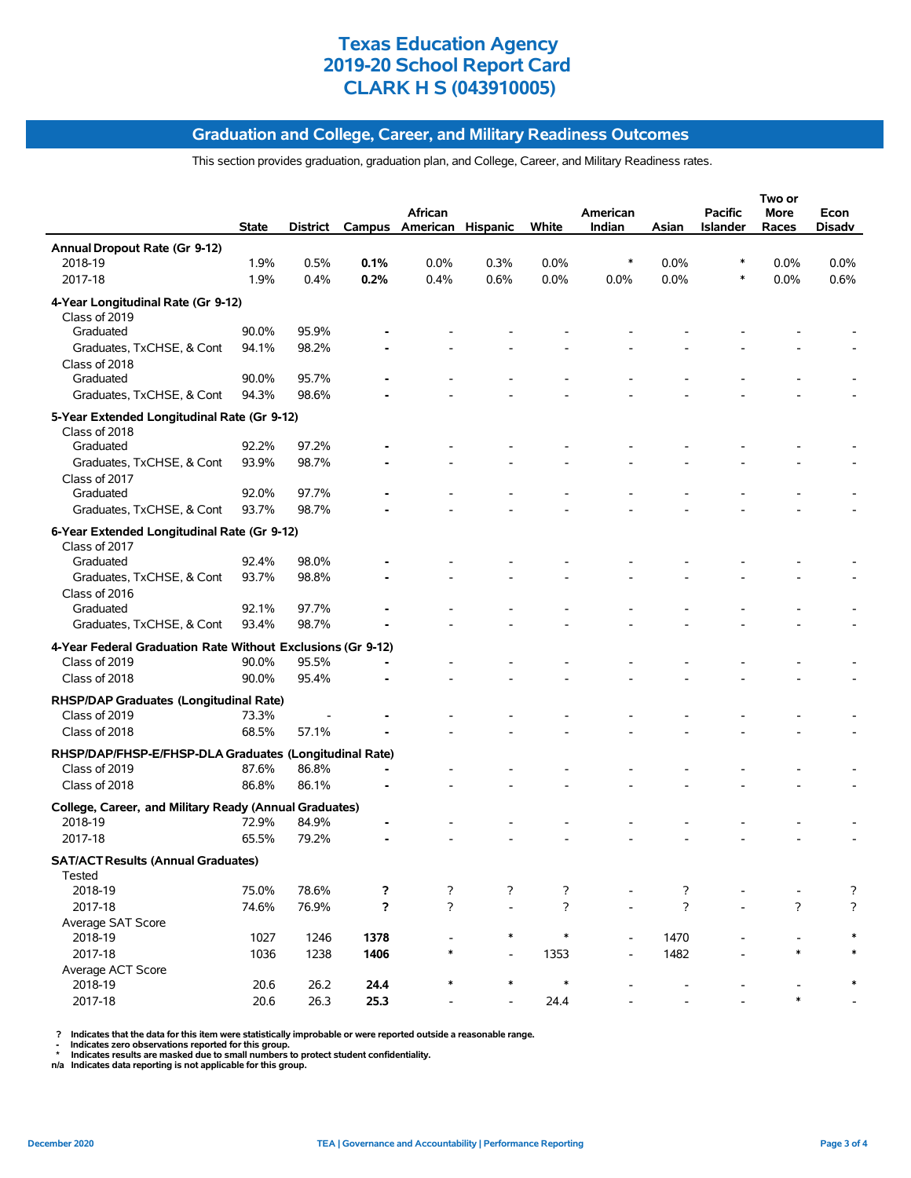# Texas Education Agency
# 2019-20 School Report Card
# CLARK H S (043910005)

## Graduation and College, Career, and Military Readiness Outcomes

This section provides graduation, graduation plan, and College, Career, and Military Readiness rates.

| | State | District | Campus | African American | Hispanic | White | American Indian | Asian | Pacific Islander | Two or More Races | Econ Disadv |
|---|---|---|---|---|---|---|---|---|---|---|---|
| **Annual Dropout Rate (Gr 9-12)** | | | | | | | | | | | |
| 2018-19 | 1.9% | 0.5% | **0.1%** | 0.0% | 0.3% | 0.0% | * | 0.0% | * | 0.0% | 0.0% |
| 2017-18 | 1.9% | 0.4% | **0.2%** | 0.4% | 0.6% | 0.0% | 0.0% | 0.0% | * | 0.0% | 0.6% |
| **4-Year Longitudinal Rate (Gr 9-12)** | | | | | | | | | | | |
| Class of 2019 | | | | | | | | | | | |
| Graduated | 90.0% | 95.9% | **-** | - | - | - | - | - | - | - | - |
| Graduates, TxCHSE, & Cont | 94.1% | 98.2% | **-** | - | - | - | - | - | - | - | - |
| Class of 2018 | | | | | | | | | | | |
| Graduated | 90.0% | 95.7% | **-** | - | - | - | - | - | - | - | - |
| Graduates, TxCHSE, & Cont | 94.3% | 98.6% | **-** | - | - | - | - | - | - | - | - |
| **5-Year Extended Longitudinal Rate (Gr 9-12)** | | | | | | | | | | | |
| Class of 2018 | | | | | | | | | | | |
| Graduated | 92.2% | 97.2% | **-** | - | - | - | - | - | - | - | - |
| Graduates, TxCHSE, & Cont | 93.9% | 98.7% | **-** | - | - | - | - | - | - | - | - |
| Class of 2017 | | | | | | | | | | | |
| Graduated | 92.0% | 97.7% | **-** | - | - | - | - | - | - | - | - |
| Graduates, TxCHSE, & Cont | 93.7% | 98.7% | **-** | - | - | - | - | - | - | - | - |
| **6-Year Extended Longitudinal Rate (Gr 9-12)** | | | | | | | | | | | |
| Class of 2017 | | | | | | | | | | | |
| Graduated | 92.4% | 98.0% | **-** | - | - | - | - | - | - | - | - |
| Graduates, TxCHSE, & Cont | 93.7% | 98.8% | **-** | - | - | - | - | - | - | - | - |
| Class of 2016 | | | | | | | | | | | |
| Graduated | 92.1% | 97.7% | **-** | - | - | - | - | - | - | - | - |
| Graduates, TxCHSE, & Cont | 93.4% | 98.7% | **-** | - | - | - | - | - | - | - | - |
| **4-Year Federal Graduation Rate Without Exclusions (Gr 9-12)** | | | | | | | | | | | |
| Class of 2019 | 90.0% | 95.5% | **-** | - | - | - | - | - | - | - | - |
| Class of 2018 | 90.0% | 95.4% | **-** | - | - | - | - | - | - | - | - |
| **RHSP/DAP Graduates (Longitudinal Rate)** | | | | | | | | | | | |
| Class of 2019 | 73.3% | - | **-** | - | - | - | - | - | - | - | - |
| Class of 2018 | 68.5% | 57.1% | **-** | - | - | - | - | - | - | - | - |
| **RHSP/DAP/FHSP-E/FHSP-DLA Graduates (Longitudinal Rate)** | | | | | | | | | | | |
| Class of 2019 | 87.6% | 86.8% | **-** | - | - | - | - | - | - | - | - |
| Class of 2018 | 86.8% | 86.1% | **-** | - | - | - | - | - | - | - | - |
| **College, Career, and Military Ready (Annual Graduates)** | | | | | | | | | | | |
| 2018-19 | 72.9% | 84.9% | **-** | - | - | - | - | - | - | - | - |
| 2017-18 | 65.5% | 79.2% | **-** | - | - | - | - | - | - | - | - |
| **SAT/ACT Results (Annual Graduates)** | | | | | | | | | | | |
| Tested | | | | | | | | | | | |
| 2018-19 | 75.0% | 78.6% | **?** | ? | ? | ? | - | ? | - | - | ? |
| 2017-18 | 74.6% | 76.9% | **?** | ? | - | ? | - | ? | - | ? | ? |
| Average SAT Score | | | | | | | | | | | |
| 2018-19 | 1027 | 1246 | **1378** | - | * | * | - | 1470 | - | - | * |
| 2017-18 | 1036 | 1238 | **1406** | * | - | 1353 | - | 1482 | - | * | * |
| Average ACT Score | | | | | | | | | | | |
| 2018-19 | 20.6 | 26.2 | **24.4** | * | * | * | - | - | - | - | * |
| 2017-18 | 20.6 | 26.3 | **25.3** | - | - | 24.4 | - | - | - | * | - |

**?** Indicates that the data for this item were statistically improbable or were reported outside a reasonable range.
**-** Indicates zero observations reported for this group.
**\*** Indicates results are masked due to small numbers to protect student confidentiality.
**n/a** Indicates data reporting is not applicable for this group.